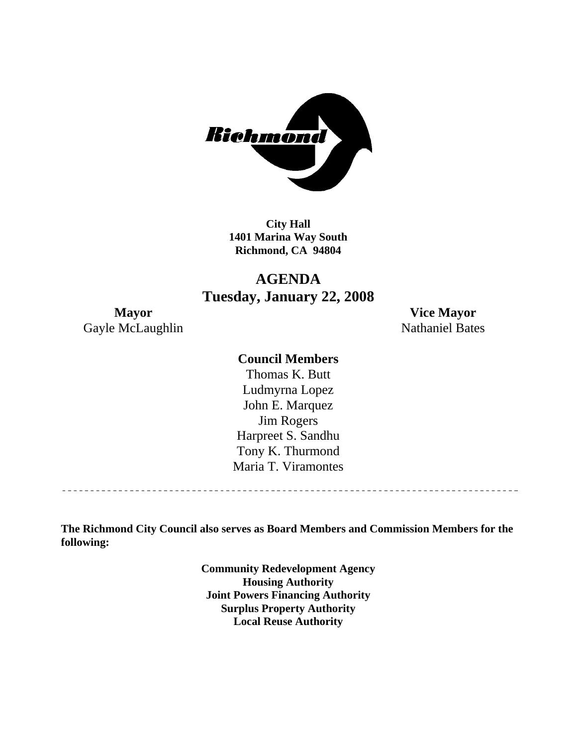**City Hall**
**1401 Marina Way South**
**Richmond, CA 94804**

# AGENDA
## Tuesday, January 22, 2008

**Mayor**
Gayle McLaughlin

**Vice Mayor**
Nathaniel Bates

**Council Members**

Thomas K. Butt
Ludmyrna Lopez
John E. Marquez
Jim Rogers
Harpreet S. Sandhu
Tony K. Thurmond
Maria T. Viramontes

---

**The Richmond City Council also serves as Board Members and Commission Members for the following:**

**Community Redevelopment Agency**
**Housing Authority**
**Joint Powers Financing Authority**
**Surplus Property Authority**
**Local Reuse Authority**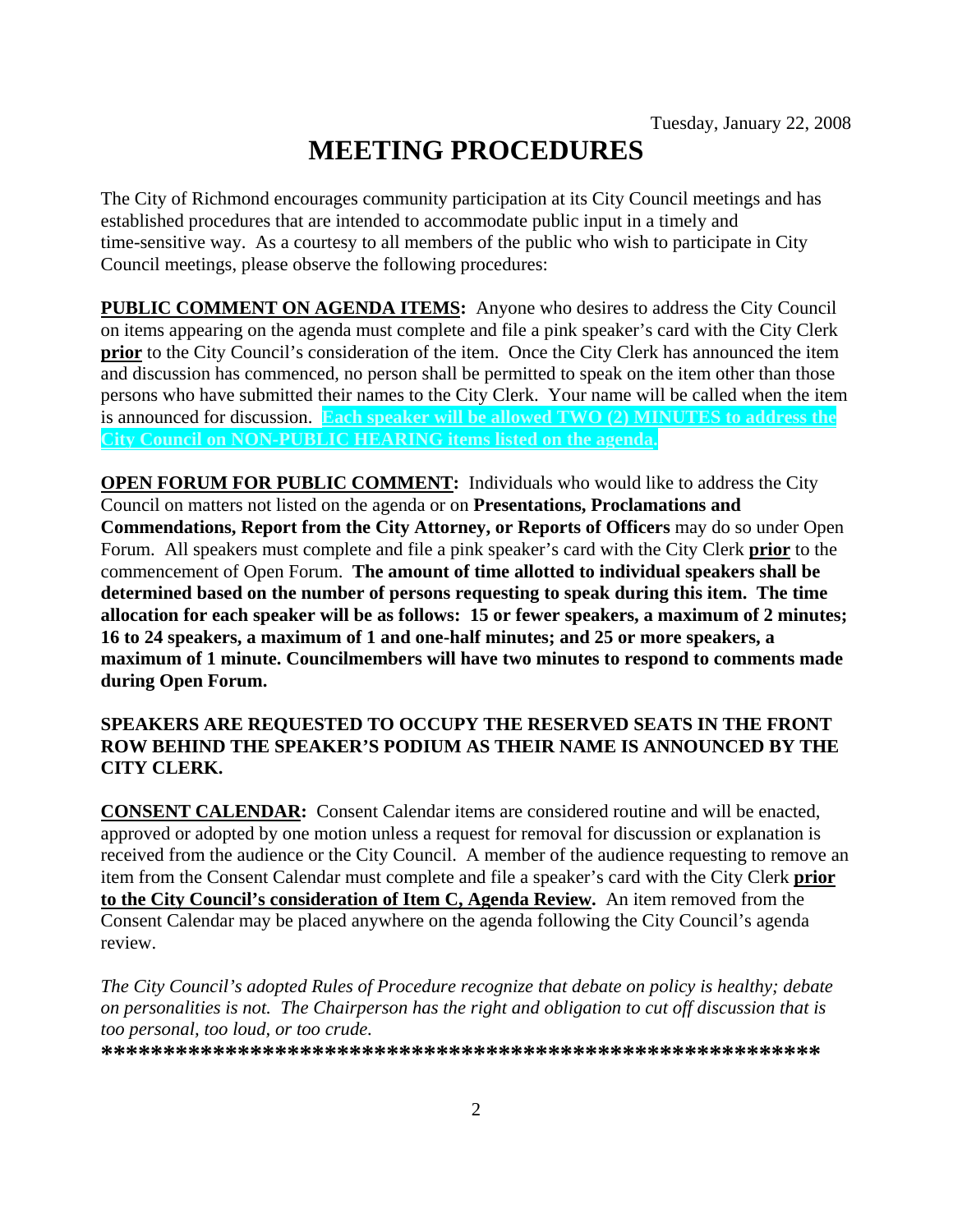Tuesday, January 22, 2008

# MEETING PROCEDURES

The City of Richmond encourages community participation at its City Council meetings and has established procedures that are intended to accommodate public input in a timely and time-sensitive way. As a courtesy to all members of the public who wish to participate in City Council meetings, please observe the following procedures:

**PUBLIC COMMENT ON AGENDA ITEMS:** Anyone who desires to address the City Council on items appearing on the agenda must complete and file a pink speaker's card with the City Clerk **prior** to the City Council's consideration of the item. Once the City Clerk has announced the item and discussion has commenced, no person shall be permitted to speak on the item other than those persons who have submitted their names to the City Clerk. Your name will be called when the item is announced for discussion. **Each speaker will be allowed TWO (2) MINUTES to address the City Council on NON-PUBLIC HEARING items listed on the agenda.**

**OPEN FORUM FOR PUBLIC COMMENT:** Individuals who would like to address the City Council on matters not listed on the agenda or on **Presentations, Proclamations and Commendations, Report from the City Attorney, or Reports of Officers** may do so under Open Forum. All speakers must complete and file a pink speaker's card with the City Clerk **prior** to the commencement of Open Forum. **The amount of time allotted to individual speakers shall be determined based on the number of persons requesting to speak during this item. The time allocation for each speaker will be as follows: 15 or fewer speakers, a maximum of 2 minutes; 16 to 24 speakers, a maximum of 1 and one-half minutes; and 25 or more speakers, a maximum of 1 minute. Councilmembers will have two minutes to respond to comments made during Open Forum.**

**SPEAKERS ARE REQUESTED TO OCCUPY THE RESERVED SEATS IN THE FRONT ROW BEHIND THE SPEAKER'S PODIUM AS THEIR NAME IS ANNOUNCED BY THE CITY CLERK.**

**CONSENT CALENDAR:** Consent Calendar items are considered routine and will be enacted, approved or adopted by one motion unless a request for removal for discussion or explanation is received from the audience or the City Council. A member of the audience requesting to remove an item from the Consent Calendar must complete and file a speaker's card with the City Clerk **prior to the City Council's consideration of Item C, Agenda Review.** An item removed from the Consent Calendar may be placed anywhere on the agenda following the City Council's agenda review.

*The City Council's adopted Rules of Procedure recognize that debate on policy is healthy; debate on personalities is not. The Chairperson has the right and obligation to cut off discussion that is too personal, too loud, or too crude.*

**********************************************************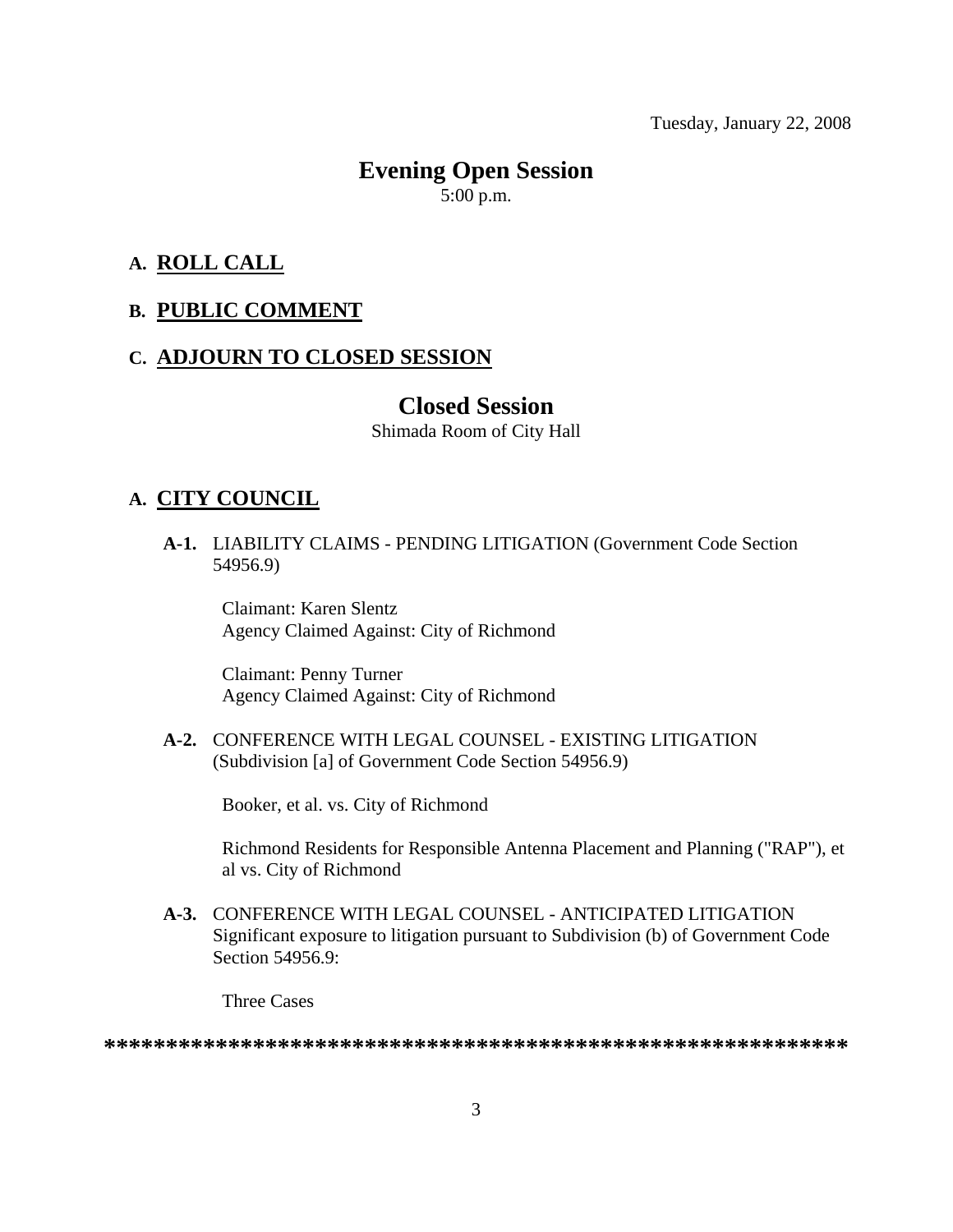Tuesday, January 22, 2008

# Evening Open Session

5:00 p.m.

## A. ROLL CALL

## B. PUBLIC COMMENT

## C. ADJOURN TO CLOSED SESSION

# Closed Session

Shimada Room of City Hall

## A. CITY COUNCIL

**A-1.** LIABILITY CLAIMS - PENDING LITIGATION (Government Code Section 54956.9)

Claimant: Karen Slentz
Agency Claimed Against: City of Richmond

Claimant: Penny Turner
Agency Claimed Against: City of Richmond

**A-2.** CONFERENCE WITH LEGAL COUNSEL - EXISTING LITIGATION (Subdivision [a] of Government Code Section 54956.9)

Booker, et al. vs. City of Richmond

Richmond Residents for Responsible Antenna Placement and Planning ("RAP"), et al vs. City of Richmond

**A-3.** CONFERENCE WITH LEGAL COUNSEL - ANTICIPATED LITIGATION Significant exposure to litigation pursuant to Subdivision (b) of Government Code Section 54956.9:

Three Cases

**************************************************************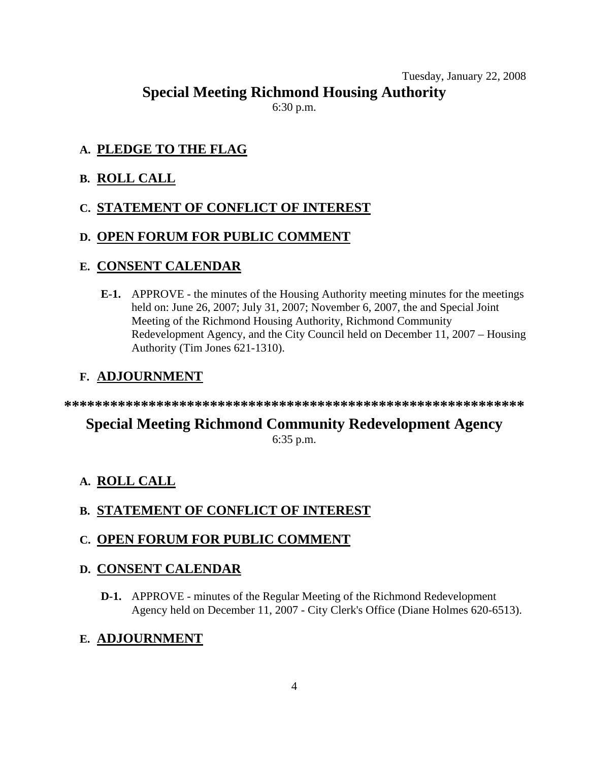Tuesday, January 22, 2008

## Special Meeting Richmond Housing Authority

6:30 p.m.

### A. PLEDGE TO THE FLAG

### B. ROLL CALL

### C. STATEMENT OF CONFLICT OF INTEREST

### D. OPEN FORUM FOR PUBLIC COMMENT

### E. CONSENT CALENDAR

**E-1.** APPROVE - the minutes of the Housing Authority meeting minutes for the meetings held on: June 26, 2007; July 31, 2007; November 6, 2007, the and Special Joint Meeting of the Richmond Housing Authority, Richmond Community Redevelopment Agency, and the City Council held on December 11, 2007 – Housing Authority (Tim Jones 621-1310).

### F. ADJOURNMENT

**************************************************************

## Special Meeting Richmond Community Redevelopment Agency

6:35 p.m.

### A. ROLL CALL

### B. STATEMENT OF CONFLICT OF INTEREST

### C. OPEN FORUM FOR PUBLIC COMMENT

### D. CONSENT CALENDAR

**D-1.** APPROVE - minutes of the Regular Meeting of the Richmond Redevelopment Agency held on December 11, 2007 - City Clerk's Office (Diane Holmes 620-6513).

### E. ADJOURNMENT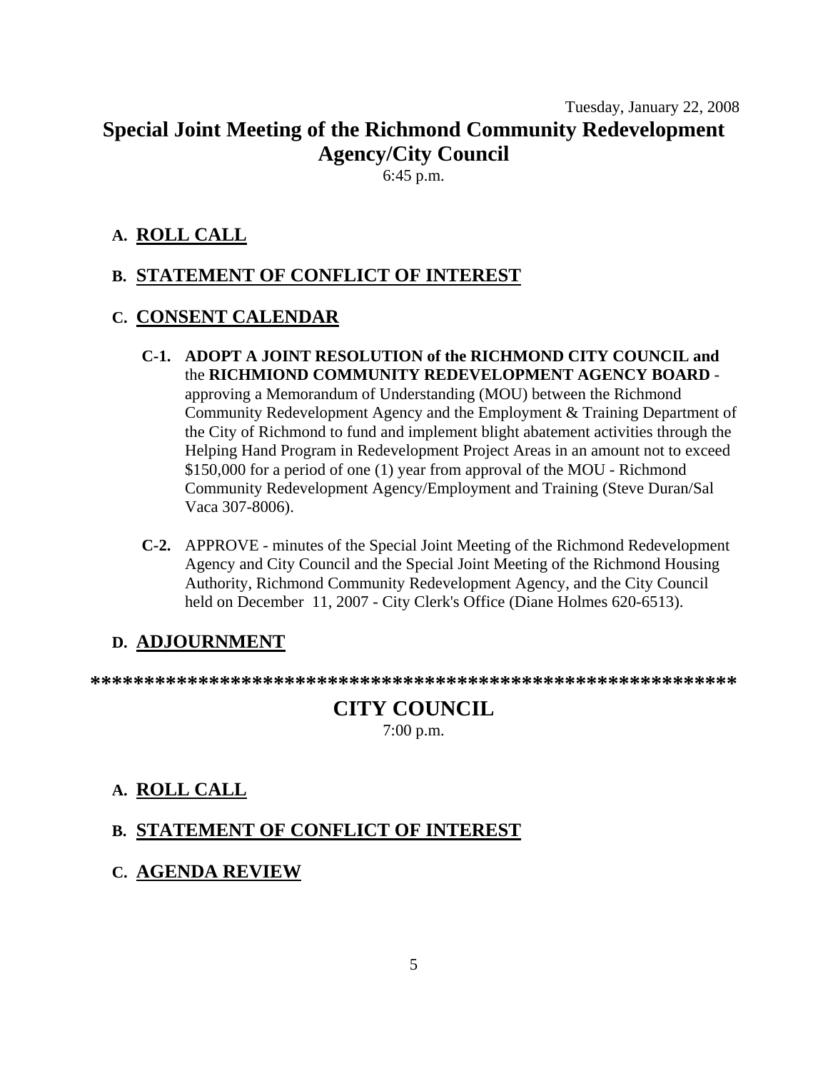Tuesday, January 22, 2008

# Special Joint Meeting of the Richmond Community Redevelopment Agency/City Council

6:45 p.m.

## A. ROLL CALL

## B. STATEMENT OF CONFLICT OF INTEREST

## C. CONSENT CALENDAR

**C-1. ADOPT A JOINT RESOLUTION of the RICHMOND CITY COUNCIL and** the **RICHMIOND COMMUNITY REDEVELOPMENT AGENCY BOARD** - approving a Memorandum of Understanding (MOU) between the Richmond Community Redevelopment Agency and the Employment & Training Department of the City of Richmond to fund and implement blight abatement activities through the Helping Hand Program in Redevelopment Project Areas in an amount not to exceed $150,000 for a period of one (1) year from approval of the MOU - Richmond Community Redevelopment Agency/Employment and Training (Steve Duran/Sal Vaca 307-8006).

**C-2.** APPROVE - minutes of the Special Joint Meeting of the Richmond Redevelopment Agency and City Council and the Special Joint Meeting of the Richmond Housing Authority, Richmond Community Redevelopment Agency, and the City Council held on December 11, 2007 - City Clerk's Office (Diane Holmes 620-6513).

## D. ADJOURNMENT

**************************************************************

# CITY COUNCIL

7:00 p.m.

## A. ROLL CALL

## B. STATEMENT OF CONFLICT OF INTEREST

## C. AGENDA REVIEW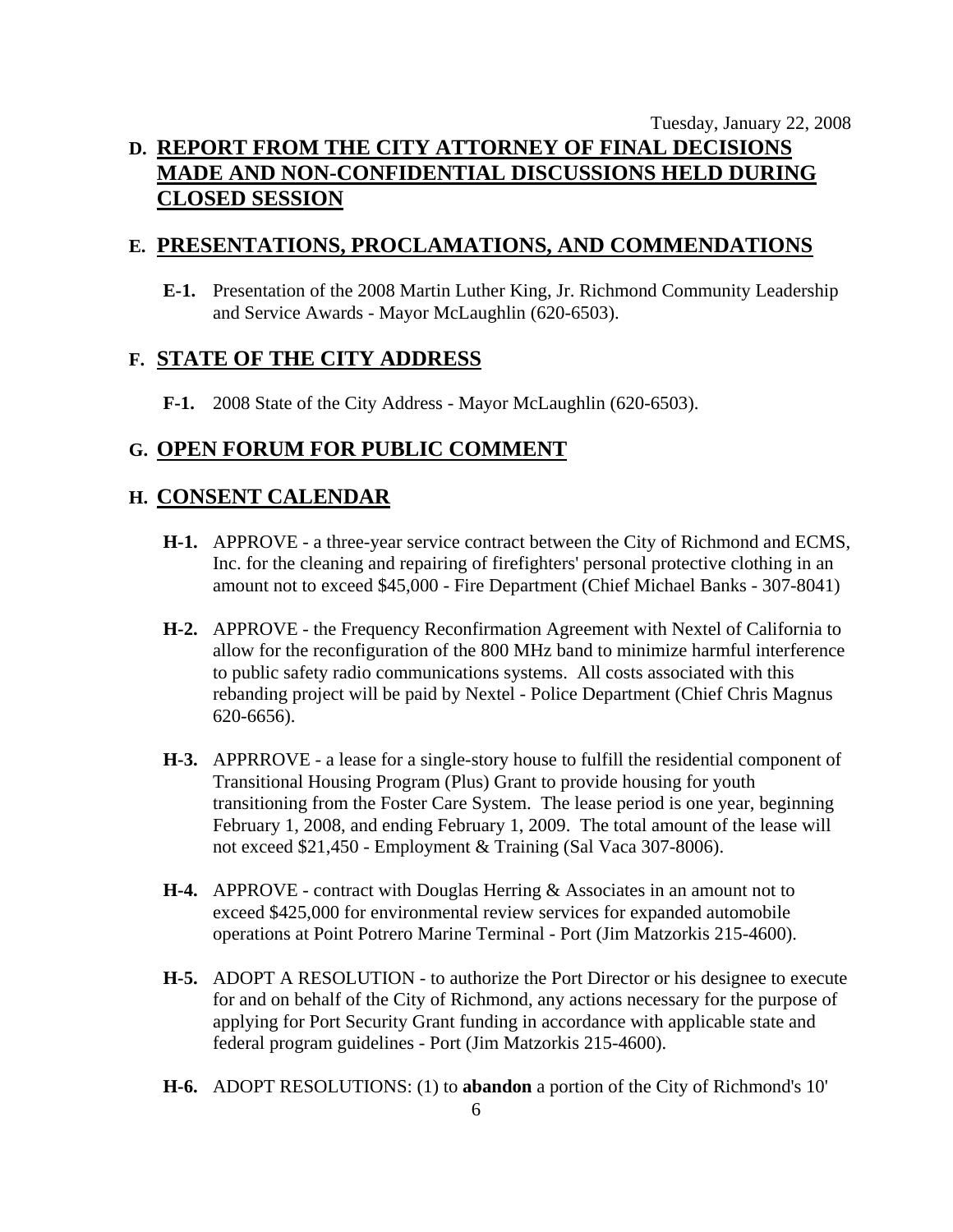Tuesday, January 22, 2008

## D. REPORT FROM THE CITY ATTORNEY OF FINAL DECISIONS MADE AND NON-CONFIDENTIAL DISCUSSIONS HELD DURING CLOSED SESSION

## E. PRESENTATIONS, PROCLAMATIONS, AND COMMENDATIONS

**E-1.** Presentation of the 2008 Martin Luther King, Jr. Richmond Community Leadership and Service Awards - Mayor McLaughlin (620-6503).

## F. STATE OF THE CITY ADDRESS

**F-1.** 2008 State of the City Address - Mayor McLaughlin (620-6503).

## G. OPEN FORUM FOR PUBLIC COMMENT

## H. CONSENT CALENDAR

**H-1.** APPROVE - a three-year service contract between the City of Richmond and ECMS, Inc. for the cleaning and repairing of firefighters' personal protective clothing in an amount not to exceed $45,000 - Fire Department (Chief Michael Banks - 307-8041)

**H-2.** APPROVE - the Frequency Reconfirmation Agreement with Nextel of California to allow for the reconfiguration of the 800 MHz band to minimize harmful interference to public safety radio communications systems. All costs associated with this rebanding project will be paid by Nextel - Police Department (Chief Chris Magnus 620-6656).

**H-3.** APPRROVE - a lease for a single-story house to fulfill the residential component of Transitional Housing Program (Plus) Grant to provide housing for youth transitioning from the Foster Care System. The lease period is one year, beginning February 1, 2008, and ending February 1, 2009. The total amount of the lease will not exceed $21,450 - Employment & Training (Sal Vaca 307-8006).

**H-4.** APPROVE - contract with Douglas Herring & Associates in an amount not to exceed $425,000 for environmental review services for expanded automobile operations at Point Potrero Marine Terminal - Port (Jim Matzorkis 215-4600).

**H-5.** ADOPT A RESOLUTION - to authorize the Port Director or his designee to execute for and on behalf of the City of Richmond, any actions necessary for the purpose of applying for Port Security Grant funding in accordance with applicable state and federal program guidelines - Port (Jim Matzorkis 215-4600).

**H-6.** ADOPT RESOLUTIONS: (1) to **abandon** a portion of the City of Richmond's 10'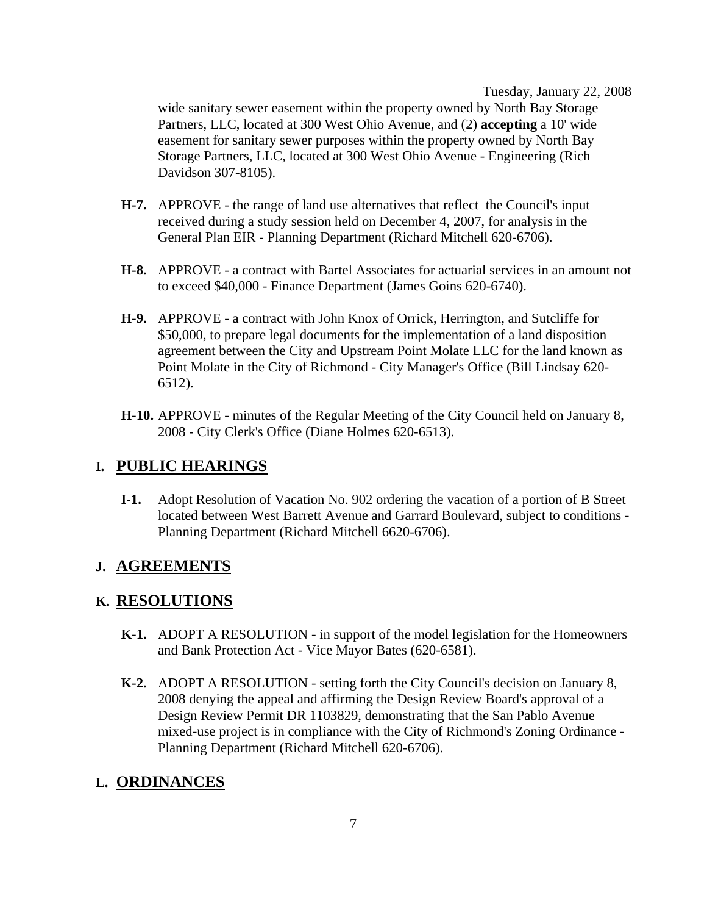wide sanitary sewer easement within the property owned by North Bay Storage Partners, LLC, located at 300 West Ohio Avenue, and (2) **accepting** a 10' wide easement for sanitary sewer purposes within the property owned by North Bay Storage Partners, LLC, located at 300 West Ohio Avenue - Engineering (Rich Davidson 307-8105).

**H-7.** APPROVE - the range of land use alternatives that reflect the Council's input received during a study session held on December 4, 2007, for analysis in the General Plan EIR - Planning Department (Richard Mitchell 620-6706).

**H-8.** APPROVE - a contract with Bartel Associates for actuarial services in an amount not to exceed $40,000 - Finance Department (James Goins 620-6740).

**H-9.** APPROVE - a contract with John Knox of Orrick, Herrington, and Sutcliffe for $50,000, to prepare legal documents for the implementation of a land disposition agreement between the City and Upstream Point Molate LLC for the land known as Point Molate in the City of Richmond - City Manager's Office (Bill Lindsay 620-6512).

**H-10.** APPROVE - minutes of the Regular Meeting of the City Council held on January 8, 2008 - City Clerk's Office (Diane Holmes 620-6513).

## I. PUBLIC HEARINGS

**I-1.** Adopt Resolution of Vacation No. 902 ordering the vacation of a portion of B Street located between West Barrett Avenue and Garrard Boulevard, subject to conditions - Planning Department (Richard Mitchell 6620-6706).

## J. AGREEMENTS

## K. RESOLUTIONS

**K-1.** ADOPT A RESOLUTION - in support of the model legislation for the Homeowners and Bank Protection Act - Vice Mayor Bates (620-6581).

**K-2.** ADOPT A RESOLUTION - setting forth the City Council's decision on January 8, 2008 denying the appeal and affirming the Design Review Board's approval of a Design Review Permit DR 1103829, demonstrating that the San Pablo Avenue mixed-use project is in compliance with the City of Richmond's Zoning Ordinance - Planning Department (Richard Mitchell 620-6706).

## L. ORDINANCES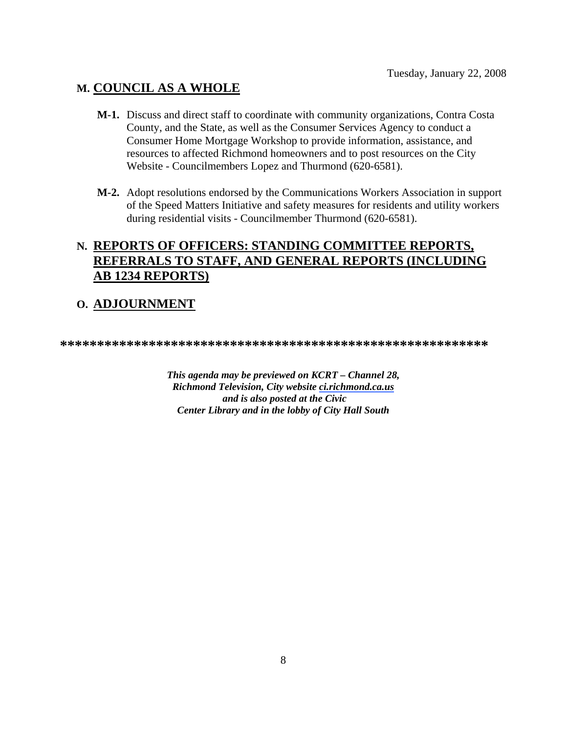Tuesday, January 22, 2008

## M. COUNCIL AS A WHOLE

**M-1.** Discuss and direct staff to coordinate with community organizations, Contra Costa County, and the State, as well as the Consumer Services Agency to conduct a Consumer Home Mortgage Workshop to provide information, assistance, and resources to affected Richmond homeowners and to post resources on the City Website - Councilmembers Lopez and Thurmond (620-6581).

**M-2.** Adopt resolutions endorsed by the Communications Workers Association in support of the Speed Matters Initiative and safety measures for residents and utility workers during residential visits - Councilmember Thurmond (620-6581).

## N. REPORTS OF OFFICERS: STANDING COMMITTEE REPORTS, REFERRALS TO STAFF, AND GENERAL REPORTS (INCLUDING AB 1234 REPORTS)

## O. ADJOURNMENT

**********************************************************

***This agenda may be previewed on KCRT – Channel 28, Richmond Television, City website ci.richmond.ca.us and is also posted at the Civic Center Library and in the lobby of City Hall South***